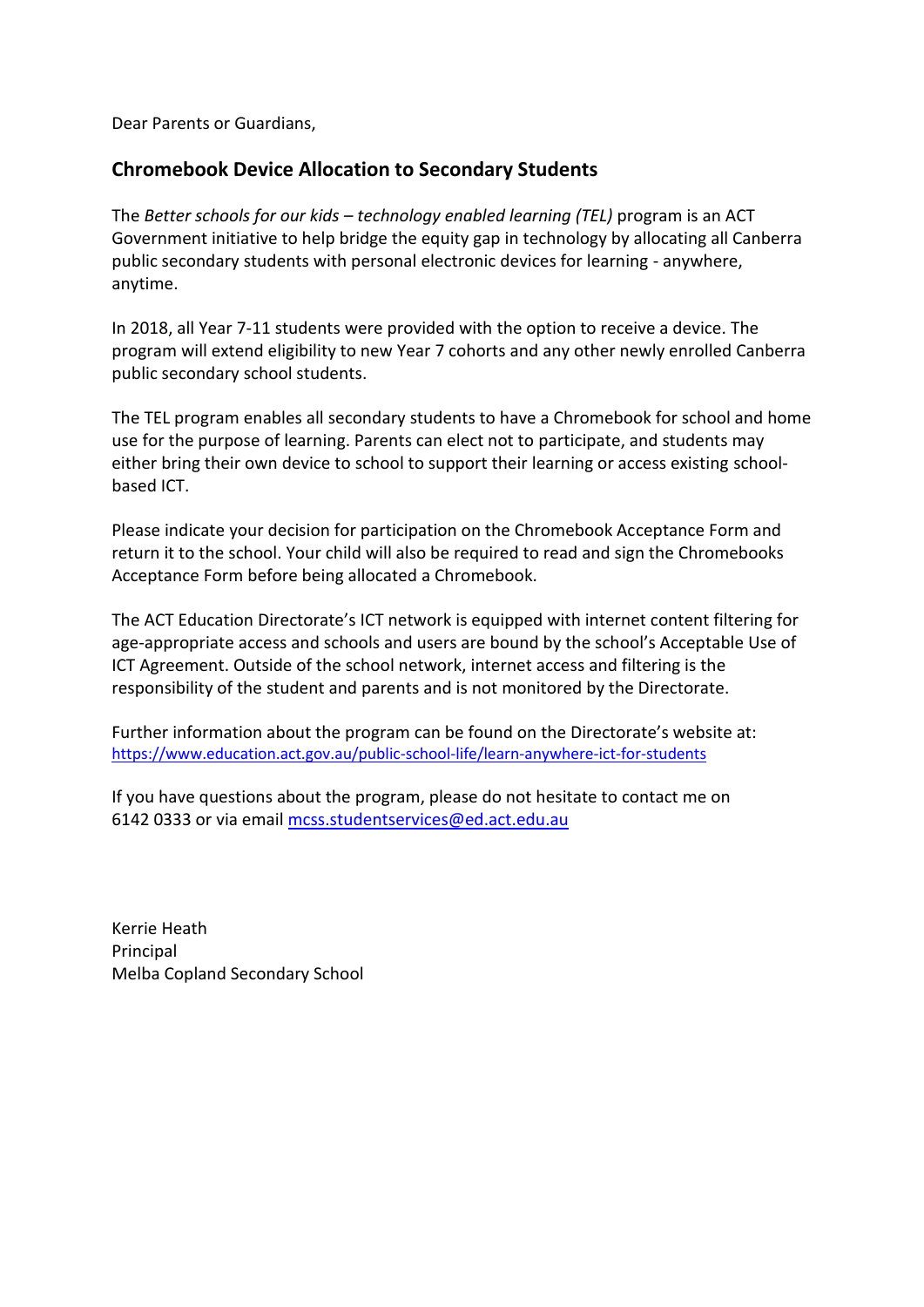Dear Parents or Guardians,

## Chromebook Device Allocation to Secondary Students

The *Better schools for our kids – technology enabled learning (TEL)* program is an ACT Government initiative to help bridge the equity gap in technology by allocating all Canberra public secondary students with personal electronic devices for learning - anywhere, anytime.

In 2018, all Year 7-11 students were provided with the option to receive a device. The program will extend eligibility to new Year 7 cohorts and any other newly enrolled Canberra public secondary school students.

The TEL program enables all secondary students to have a Chromebook for school and home use for the purpose of learning. Parents can elect not to participate, and students may either bring their own device to school to support their learning or access existing school-based ICT.

Please indicate your decision for participation on the Chromebook Acceptance Form and return it to the school. Your child will also be required to read and sign the Chromebooks Acceptance Form before being allocated a Chromebook.

The ACT Education Directorate's ICT network is equipped with internet content filtering for age-appropriate access and schools and users are bound by the school's Acceptable Use of ICT Agreement. Outside of the school network, internet access and filtering is the responsibility of the student and parents and is not monitored by the Directorate.

Further information about the program can be found on the Directorate's website at: https://www.education.act.gov.au/public-school-life/learn-anywhere-ict-for-students

If you have questions about the program, please do not hesitate to contact me on 6142 0333 or via email mcss.studentservices@ed.act.edu.au

Kerrie Heath
Principal
Melba Copland Secondary School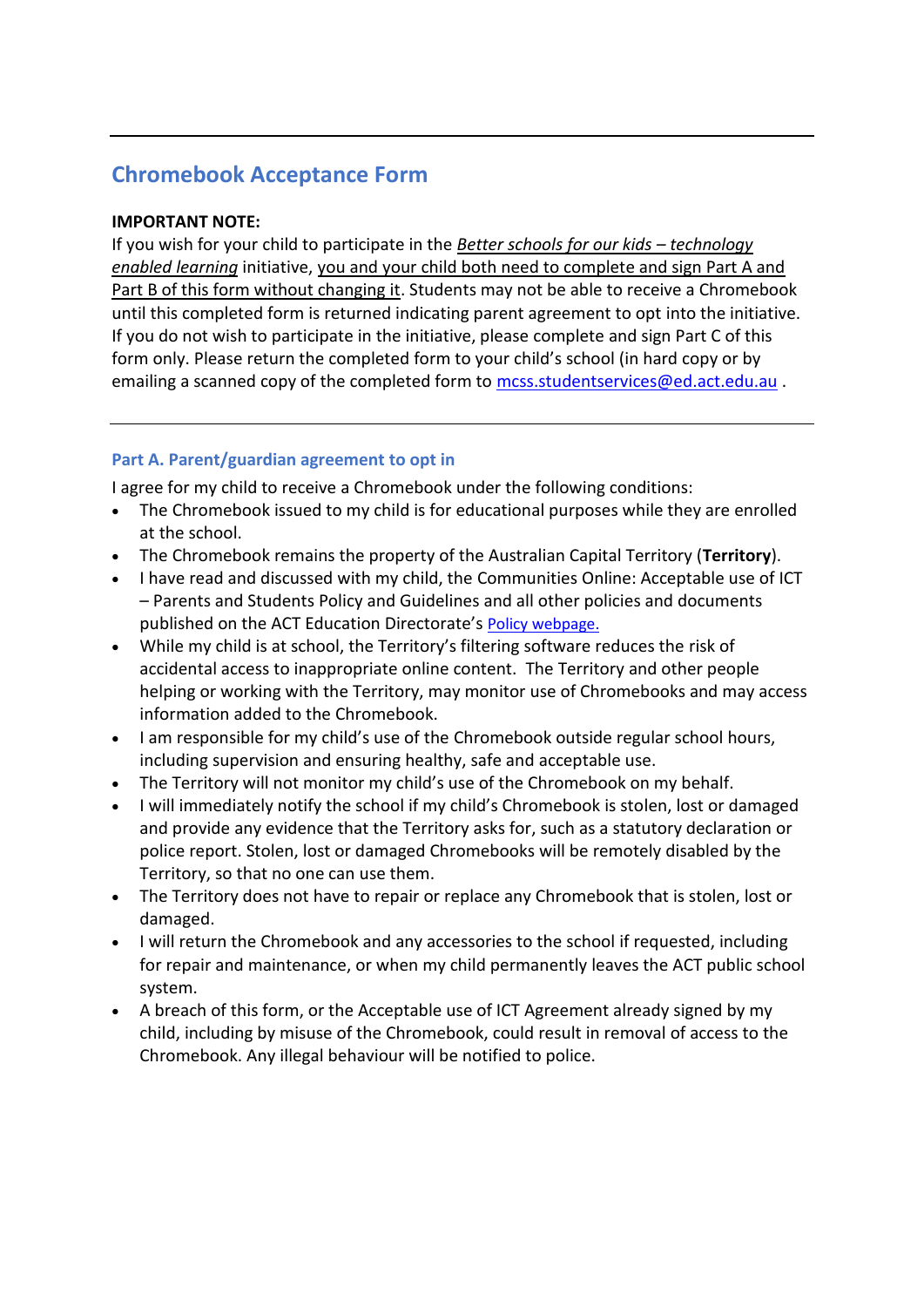---

## Chromebook Acceptance Form

**IMPORTANT NOTE:**
If you wish for your child to participate in the *Better schools for our kids – technology enabled learning* initiative, you and your child both need to complete and sign Part A and Part B of this form without changing it. Students may not be able to receive a Chromebook until this completed form is returned indicating parent agreement to opt into the initiative. If you do not wish to participate in the initiative, please complete and sign Part C of this form only. Please return the completed form to your child's school (in hard copy or by emailing a scanned copy of the completed form to mcss.studentservices@ed.act.edu.au .

---

### Part A. Parent/guardian agreement to opt in

I agree for my child to receive a Chromebook under the following conditions:

- The Chromebook issued to my child is for educational purposes while they are enrolled at the school.
- The Chromebook remains the property of the Australian Capital Territory (**Territory**).
- I have read and discussed with my child, the Communities Online: Acceptable use of ICT – Parents and Students Policy and Guidelines and all other policies and documents published on the ACT Education Directorate's Policy webpage.
- While my child is at school, the Territory's filtering software reduces the risk of accidental access to inappropriate online content. The Territory and other people helping or working with the Territory, may monitor use of Chromebooks and may access information added to the Chromebook.
- I am responsible for my child's use of the Chromebook outside regular school hours, including supervision and ensuring healthy, safe and acceptable use.
- The Territory will not monitor my child's use of the Chromebook on my behalf.
- I will immediately notify the school if my child's Chromebook is stolen, lost or damaged and provide any evidence that the Territory asks for, such as a statutory declaration or police report. Stolen, lost or damaged Chromebooks will be remotely disabled by the Territory, so that no one can use them.
- The Territory does not have to repair or replace any Chromebook that is stolen, lost or damaged.
- I will return the Chromebook and any accessories to the school if requested, including for repair and maintenance, or when my child permanently leaves the ACT public school system.
- A breach of this form, or the Acceptable use of ICT Agreement already signed by my child, including by misuse of the Chromebook, could result in removal of access to the Chromebook. Any illegal behaviour will be notified to police.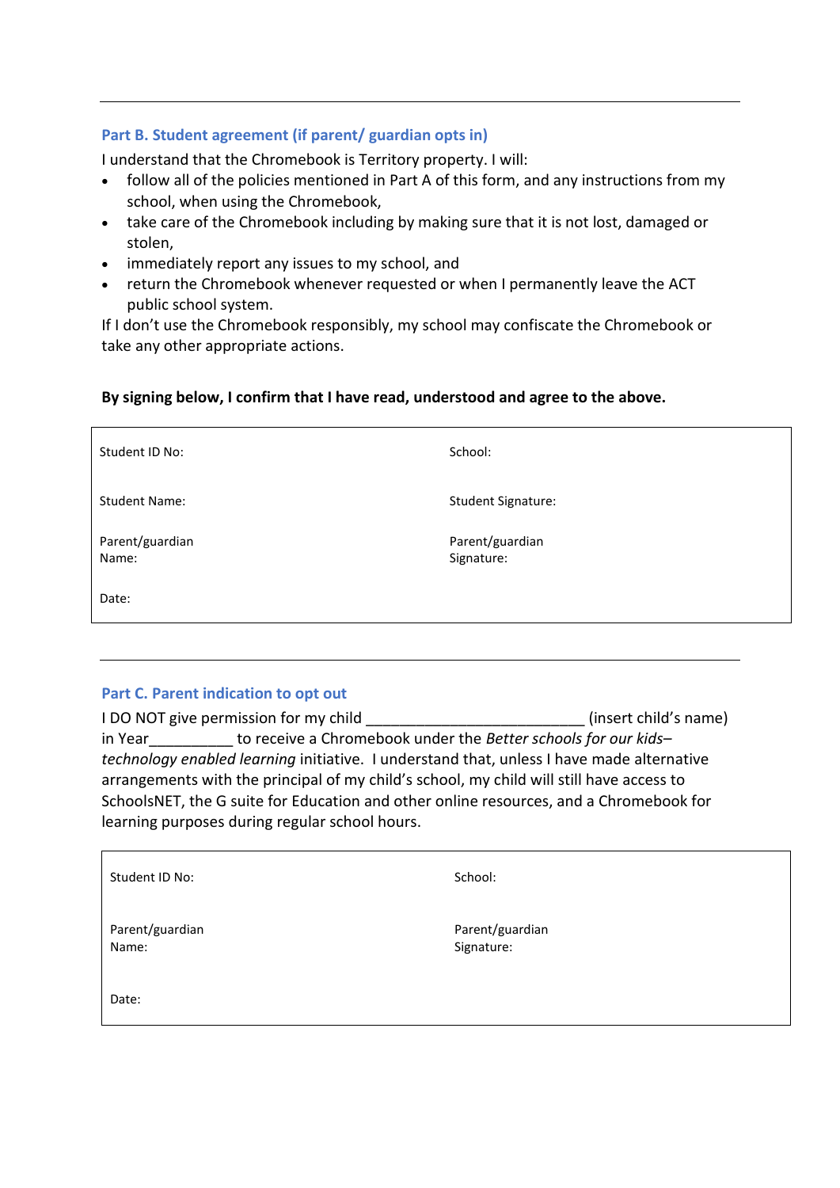---

## Part B. Student agreement (if parent/ guardian opts in)

I understand that the Chromebook is Territory property. I will:

- follow all of the policies mentioned in Part A of this form, and any instructions from my school, when using the Chromebook,
- take care of the Chromebook including by making sure that it is not lost, damaged or stolen,
- immediately report any issues to my school, and
- return the Chromebook whenever requested or when I permanently leave the ACT public school system.

If I don't use the Chromebook responsibly, my school may confiscate the Chromebook or take any other appropriate actions.

**By signing below, I confirm that I have read, understood and agree to the above.**

| | |
|---|---|
| Student ID No: | School: |
| Student Name: | Student Signature: |
| Parent/guardian Name: | Parent/guardian Signature: |
| Date: | |

---

## Part C. Parent indication to opt out

I DO NOT give permission for my child __________________________ (insert child's name) in Year__________ to receive a Chromebook under the *Better schools for our kids– technology enabled learning* initiative. I understand that, unless I have made alternative arrangements with the principal of my child's school, my child will still have access to SchoolsNET, the G suite for Education and other online resources, and a Chromebook for learning purposes during regular school hours.

| | |
|---|---|
| Student ID No: | School: |
| Parent/guardian Name: | Parent/guardian Signature: |
| Date: | |